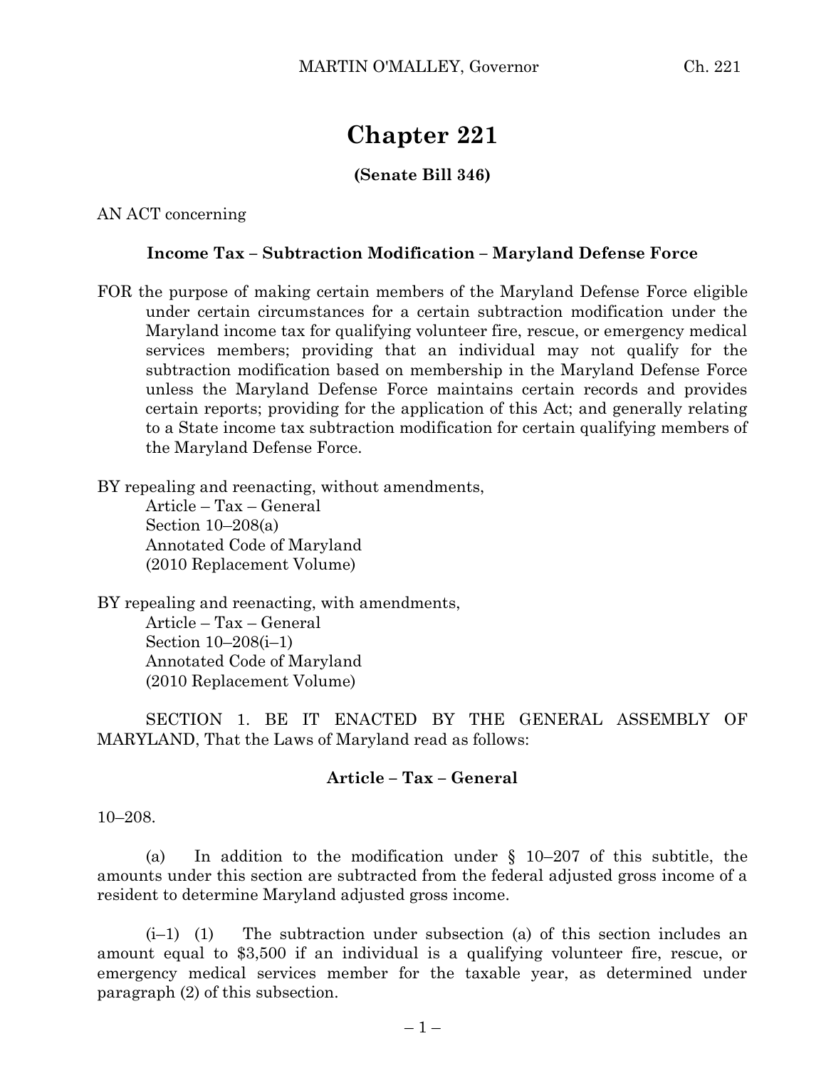# Chapter 221

**(Senate Bill 346)**

AN ACT concerning

**Income Tax – Subtraction Modification – Maryland Defense Force**

FOR the purpose of making certain members of the Maryland Defense Force eligible under certain circumstances for a certain subtraction modification under the Maryland income tax for qualifying volunteer fire, rescue, or emergency medical services members; providing that an individual may not qualify for the subtraction modification based on membership in the Maryland Defense Force unless the Maryland Defense Force maintains certain records and provides certain reports; providing for the application of this Act; and generally relating to a State income tax subtraction modification for certain qualifying members of the Maryland Defense Force.

BY repealing and reenacting, without amendments,
Article – Tax – General
Section 10–208(a)
Annotated Code of Maryland
(2010 Replacement Volume)

BY repealing and reenacting, with amendments,
Article – Tax – General
Section 10–208(i–1)
Annotated Code of Maryland
(2010 Replacement Volume)

SECTION 1. BE IT ENACTED BY THE GENERAL ASSEMBLY OF MARYLAND, That the Laws of Maryland read as follows:

**Article – Tax – General**

10–208.

(a) In addition to the modification under § 10–207 of this subtitle, the amounts under this section are subtracted from the federal adjusted gross income of a resident to determine Maryland adjusted gross income.

(i–1) (1) The subtraction under subsection (a) of this section includes an amount equal to $3,500 if an individual is a qualifying volunteer fire, rescue, or emergency medical services member for the taxable year, as determined under paragraph (2) of this subsection.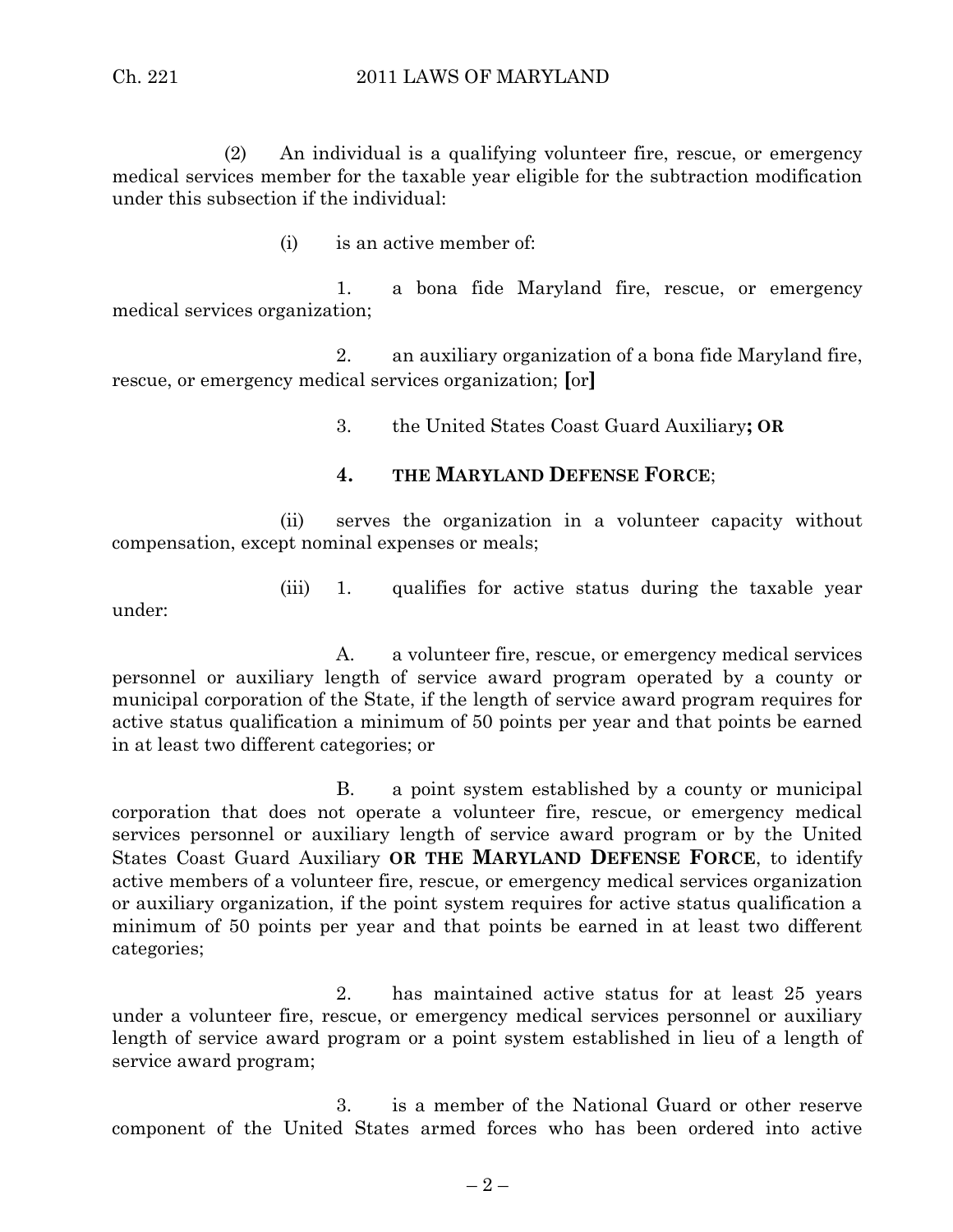(2) An individual is a qualifying volunteer fire, rescue, or emergency medical services member for the taxable year eligible for the subtraction modification under this subsection if the individual:

(i) is an active member of:

1. a bona fide Maryland fire, rescue, or emergency medical services organization;

2. an auxiliary organization of a bona fide Maryland fire, rescue, or emergency medical services organization; **[**or**]**

3. the United States Coast Guard Auxiliary**; OR**

**4. THE MARYLAND DEFENSE FORCE**;

(ii) serves the organization in a volunteer capacity without compensation, except nominal expenses or meals;

(iii) 1. qualifies for active status during the taxable year under:

A. a volunteer fire, rescue, or emergency medical services personnel or auxiliary length of service award program operated by a county or municipal corporation of the State, if the length of service award program requires for active status qualification a minimum of 50 points per year and that points be earned in at least two different categories; or

B. a point system established by a county or municipal corporation that does not operate a volunteer fire, rescue, or emergency medical services personnel or auxiliary length of service award program or by the United States Coast Guard Auxiliary **OR THE MARYLAND DEFENSE FORCE**, to identify active members of a volunteer fire, rescue, or emergency medical services organization or auxiliary organization, if the point system requires for active status qualification a minimum of 50 points per year and that points be earned in at least two different categories;

2. has maintained active status for at least 25 years under a volunteer fire, rescue, or emergency medical services personnel or auxiliary length of service award program or a point system established in lieu of a length of service award program;

3. is a member of the National Guard or other reserve component of the United States armed forces who has been ordered into active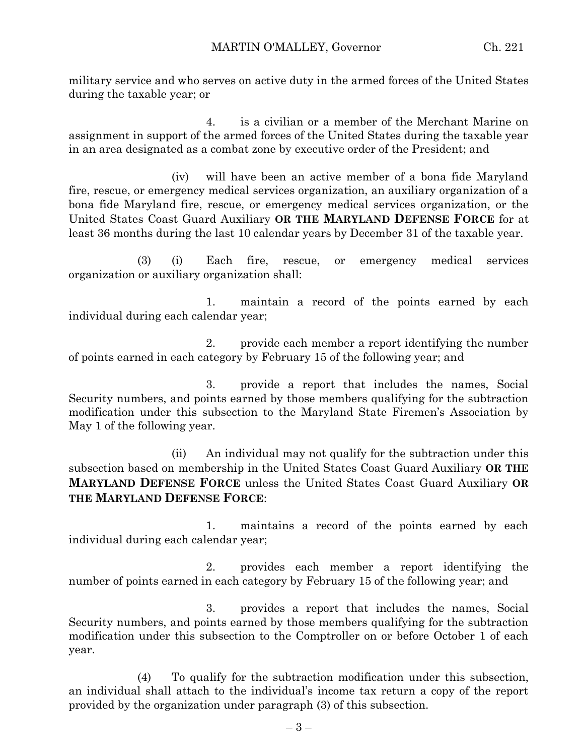military service and who serves on active duty in the armed forces of the United States during the taxable year; or

4. is a civilian or a member of the Merchant Marine on assignment in support of the armed forces of the United States during the taxable year in an area designated as a combat zone by executive order of the President; and

(iv) will have been an active member of a bona fide Maryland fire, rescue, or emergency medical services organization, an auxiliary organization of a bona fide Maryland fire, rescue, or emergency medical services organization, or the United States Coast Guard Auxiliary **OR THE MARYLAND DEFENSE FORCE** for at least 36 months during the last 10 calendar years by December 31 of the taxable year.

(3) (i) Each fire, rescue, or emergency medical services organization or auxiliary organization shall:

1. maintain a record of the points earned by each individual during each calendar year;

2. provide each member a report identifying the number of points earned in each category by February 15 of the following year; and

3. provide a report that includes the names, Social Security numbers, and points earned by those members qualifying for the subtraction modification under this subsection to the Maryland State Firemen's Association by May 1 of the following year.

(ii) An individual may not qualify for the subtraction under this subsection based on membership in the United States Coast Guard Auxiliary **OR THE MARYLAND DEFENSE FORCE** unless the United States Coast Guard Auxiliary **OR THE MARYLAND DEFENSE FORCE**:

1. maintains a record of the points earned by each individual during each calendar year;

2. provides each member a report identifying the number of points earned in each category by February 15 of the following year; and

3. provides a report that includes the names, Social Security numbers, and points earned by those members qualifying for the subtraction modification under this subsection to the Comptroller on or before October 1 of each year.

(4) To qualify for the subtraction modification under this subsection, an individual shall attach to the individual's income tax return a copy of the report provided by the organization under paragraph (3) of this subsection.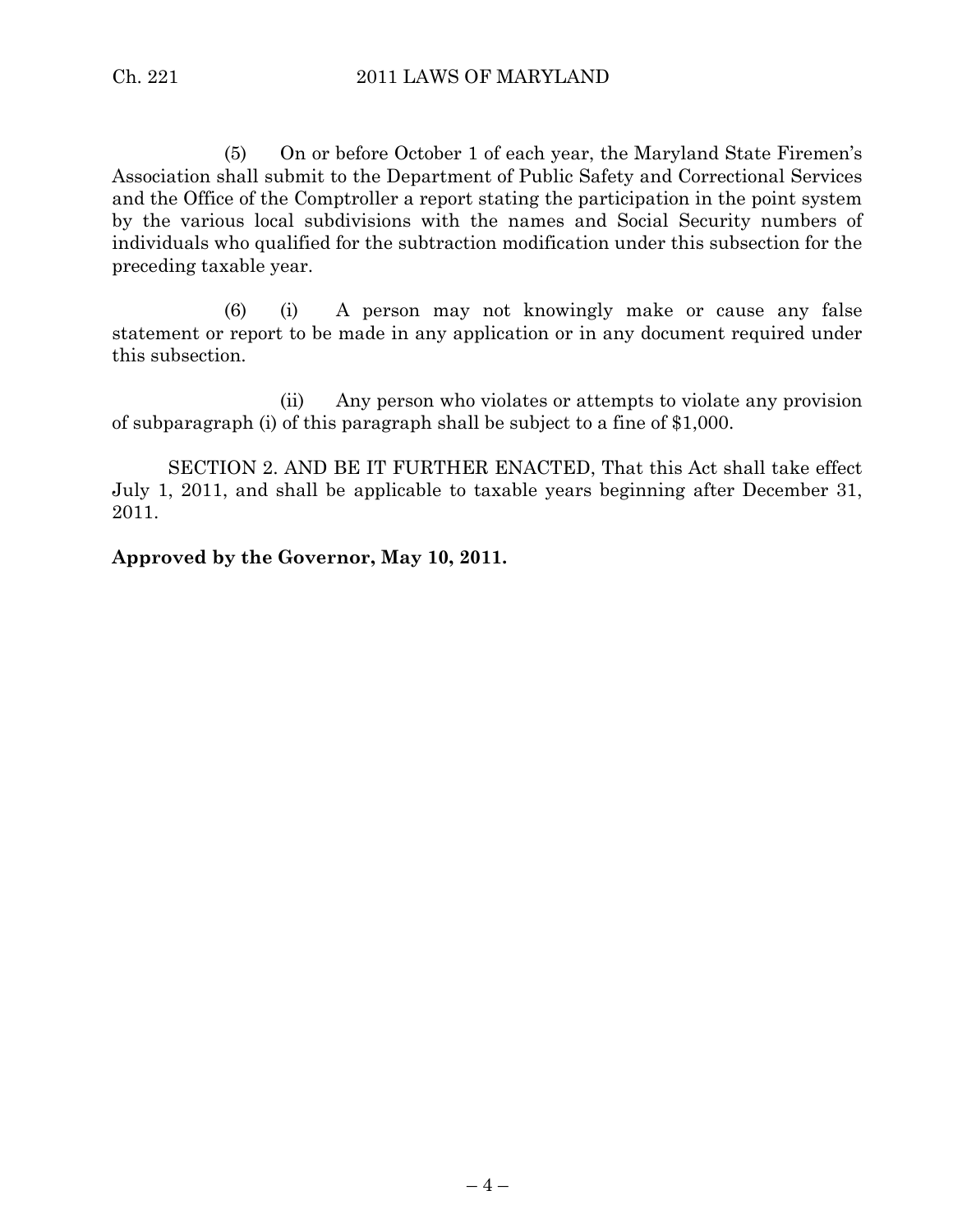(5) On or before October 1 of each year, the Maryland State Firemen's Association shall submit to the Department of Public Safety and Correctional Services and the Office of the Comptroller a report stating the participation in the point system by the various local subdivisions with the names and Social Security numbers of individuals who qualified for the subtraction modification under this subsection for the preceding taxable year.

(6) (i) A person may not knowingly make or cause any false statement or report to be made in any application or in any document required under this subsection.

(ii) Any person who violates or attempts to violate any provision of subparagraph (i) of this paragraph shall be subject to a fine of $1,000.

SECTION 2. AND BE IT FURTHER ENACTED, That this Act shall take effect July 1, 2011, and shall be applicable to taxable years beginning after December 31, 2011.

**Approved by the Governor, May 10, 2011.**